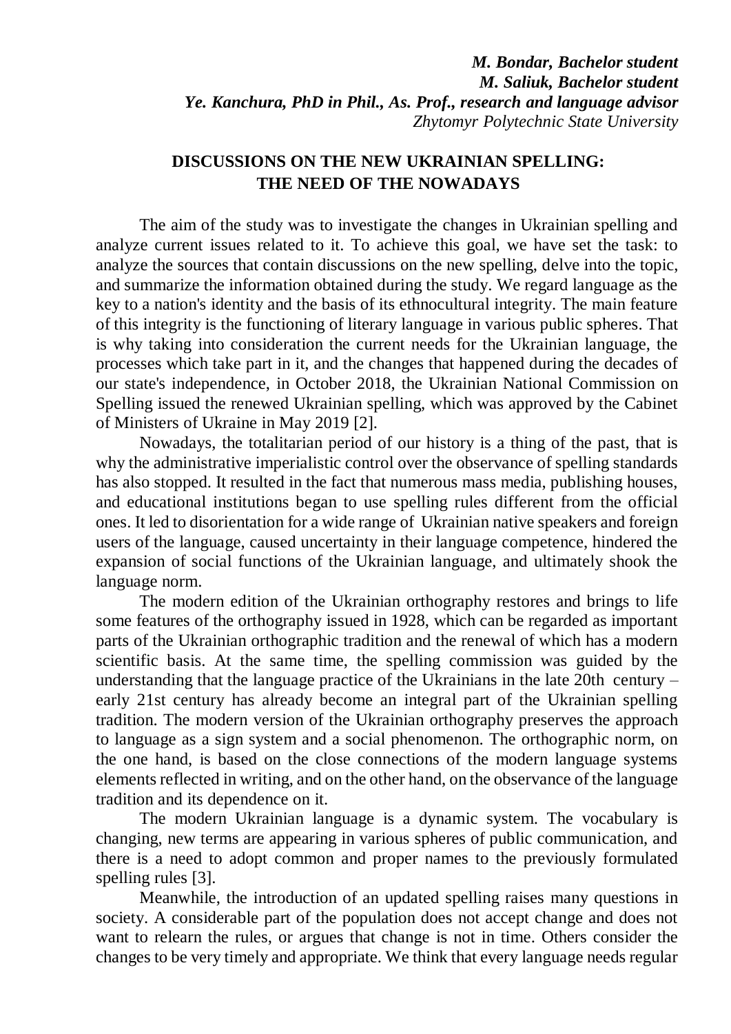*M. Bondar, Bachelor student*
*M. Saliuk, Bachelor student*
*Ye. Kanchura, PhD in Phil., As. Prof., research and language advisor*
*Zhytomyr Polytechnic State University*

# DISCUSSIONS ON THE NEW UKRAINIAN SPELLING: THE NEED OF THE NOWADAYS

The aim of the study was to investigate the changes in Ukrainian spelling and analyze current issues related to it. To achieve this goal, we have set the task: to analyze the sources that contain discussions on the new spelling, delve into the topic, and summarize the information obtained during the study. We regard language as the key to a nation's identity and the basis of its ethnocultural integrity. The main feature of this integrity is the functioning of literary language in various public spheres. That is why taking into consideration the current needs for the Ukrainian language, the processes which take part in it, and the changes that happened during the decades of our state's independence, in October 2018, the Ukrainian National Commission on Spelling issued the renewed Ukrainian spelling, which was approved by the Cabinet of Ministers of Ukraine in May 2019 [2].

Nowadays, the totalitarian period of our history is a thing of the past, that is why the administrative imperialistic control over the observance of spelling standards has also stopped. It resulted in the fact that numerous mass media, publishing houses, and educational institutions began to use spelling rules different from the official ones. It led to disorientation for a wide range of Ukrainian native speakers and foreign users of the language, caused uncertainty in their language competence, hindered the expansion of social functions of the Ukrainian language, and ultimately shook the language norm.

The modern edition of the Ukrainian orthography restores and brings to life some features of the orthography issued in 1928, which can be regarded as important parts of the Ukrainian orthographic tradition and the renewal of which has a modern scientific basis. At the same time, the spelling commission was guided by the understanding that the language practice of the Ukrainians in the late 20th century – early 21st century has already become an integral part of the Ukrainian spelling tradition. The modern version of the Ukrainian orthography preserves the approach to language as a sign system and a social phenomenon. The orthographic norm, on the one hand, is based on the close connections of the modern language systems elements reflected in writing, and on the other hand, on the observance of the language tradition and its dependence on it.

The modern Ukrainian language is a dynamic system. The vocabulary is changing, new terms are appearing in various spheres of public communication, and there is a need to adopt common and proper names to the previously formulated spelling rules [3].

Meanwhile, the introduction of an updated spelling raises many questions in society. A considerable part of the population does not accept change and does not want to relearn the rules, or argues that change is not in time. Others consider the changes to be very timely and appropriate. We think that every language needs regular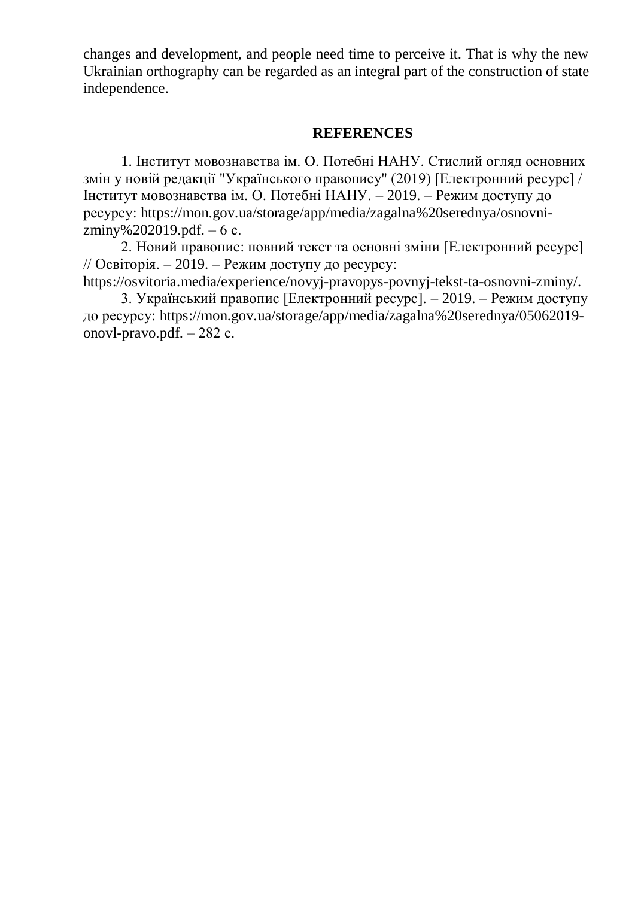changes and development, and people need time to perceive it. That is why the new Ukrainian orthography can be regarded as an integral part of the construction of state independence.

## REFERENCES

1. Інститут мовознавства ім. О. Потебні НАНУ. Стислий огляд основних змін у новій редакції "Українського правопису" (2019) [Електронний ресурс] / Інститут мовознавства ім. О. Потебні НАНУ. – 2019. – Режим доступу до ресурсу: https://mon.gov.ua/storage/app/media/zagalna%20serednya/osnovni-zminy%202019.pdf. – 6 с.
2. Новий правопис: повний текст та основні зміни [Електронний ресурс] // Освіторія. – 2019. – Режим доступу до ресурсу: https://osvitoria.media/experience/novyj-pravopys-povnyj-tekst-ta-osnovni-zminy/.
3. Український правопис [Електронний ресурс]. – 2019. – Режим доступу до ресурсу: https://mon.gov.ua/storage/app/media/zagalna%20serednya/05062019-onovl-pravo.pdf. – 282 с.